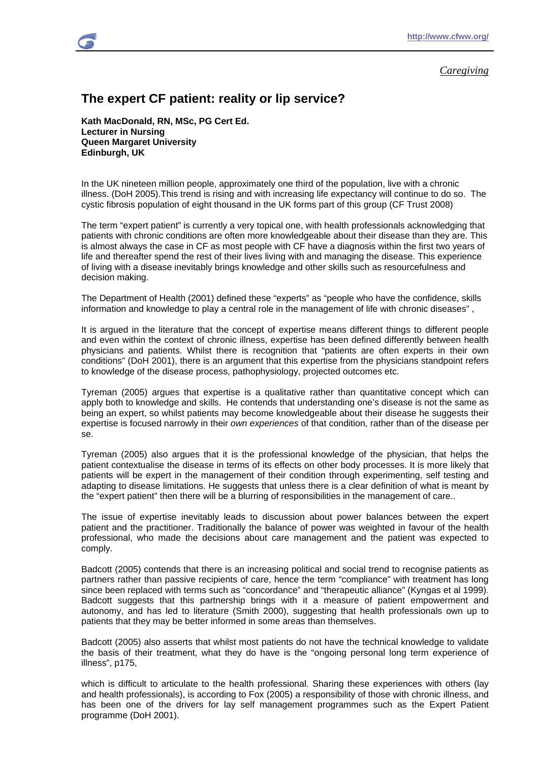*Caregiving*

## The expert CF patient: reality or lip service?

**Kath MacDonald, RN, MSc, PG Cert Ed.**
**Lecturer in Nursing**
**Queen Margaret University**
**Edinburgh, UK**

In the UK nineteen million people, approximately one third of the population, live with a chronic illness. (DoH 2005).This trend is rising and with increasing life expectancy will continue to do so. The cystic fibrosis population of eight thousand in the UK forms part of this group (CF Trust 2008)

The term "expert patient" is currently a very topical one, with health professionals acknowledging that patients with chronic conditions are often more knowledgeable about their disease than they are. This is almost always the case in CF as most people with CF have a diagnosis within the first two years of life and thereafter spend the rest of their lives living with and managing the disease. This experience of living with a disease inevitably brings knowledge and other skills such as resourcefulness and decision making.

The Department of Health (2001) defined these "experts" as "people who have the confidence, skills information and knowledge to play a central role in the management of life with chronic diseases" ,

It is argued in the literature that the concept of expertise means different things to different people and even within the context of chronic illness, expertise has been defined differently between health physicians and patients. Whilst there is recognition that "patients are often experts in their own conditions" (DoH 2001), there is an argument that this expertise from the physicians standpoint refers to knowledge of the disease process, pathophysiology, projected outcomes etc.

Tyreman (2005) argues that expertise is a qualitative rather than quantitative concept which can apply both to knowledge and skills. He contends that understanding one's disease is not the same as being an expert, so whilst patients may become knowledgeable about their disease he suggests their expertise is focused narrowly in their *own experiences* of that condition, rather than of the disease per se.

Tyreman (2005) also argues that it is the professional knowledge of the physician, that helps the patient contextualise the disease in terms of its effects on other body processes. It is more likely that patients will be expert in the management of their condition through experimenting, self testing and adapting to disease limitations. He suggests that unless there is a clear definition of what is meant by the "expert patient" then there will be a blurring of responsibilities in the management of care..

The issue of expertise inevitably leads to discussion about power balances between the expert patient and the practitioner. Traditionally the balance of power was weighted in favour of the health professional, who made the decisions about care management and the patient was expected to comply.

Badcott (2005) contends that there is an increasing political and social trend to recognise patients as partners rather than passive recipients of care, hence the term "compliance" with treatment has long since been replaced with terms such as "concordance" and "therapeutic alliance" (Kyngas et al 1999). Badcott suggests that this partnership brings with it a measure of patient empowerment and autonomy, and has led to literature (Smith 2000), suggesting that health professionals own up to patients that they may be better informed in some areas than themselves.

Badcott (2005) also asserts that whilst most patients do not have the technical knowledge to validate the basis of their treatment, what they do have is the "ongoing personal long term experience of illness", p175,

which is difficult to articulate to the health professional. Sharing these experiences with others (lay and health professionals), is according to Fox (2005) a responsibility of those with chronic illness, and has been one of the drivers for lay self management programmes such as the Expert Patient programme (DoH 2001).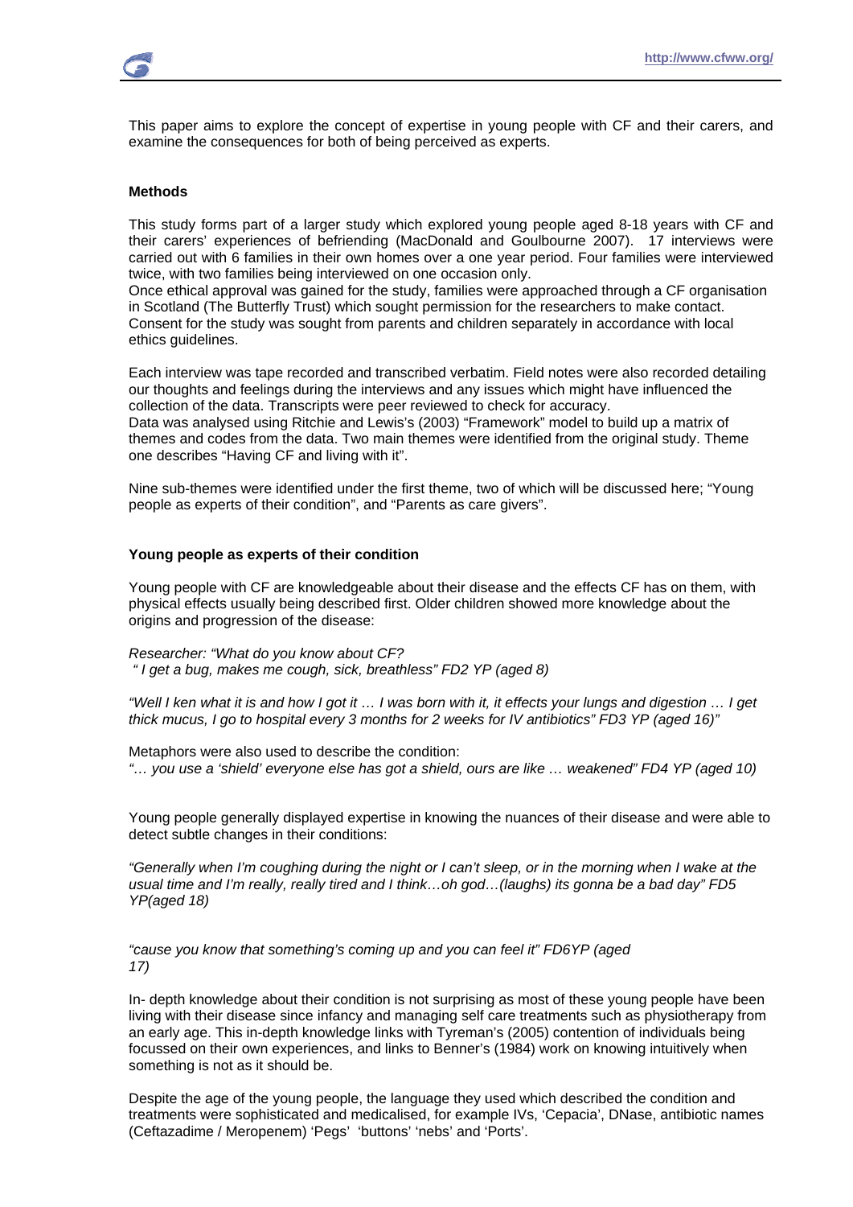This paper aims to explore the concept of expertise in young people with CF and their carers, and examine the consequences for both of being perceived as experts.

**Methods**

This study forms part of a larger study which explored young people aged 8-18 years with CF and their carers' experiences of befriending (MacDonald and Goulbourne 2007). 17 interviews were carried out with 6 families in their own homes over a one year period. Four families were interviewed twice, with two families being interviewed on one occasion only.
Once ethical approval was gained for the study, families were approached through a CF organisation in Scotland (The Butterfly Trust) which sought permission for the researchers to make contact. Consent for the study was sought from parents and children separately in accordance with local ethics guidelines.

Each interview was tape recorded and transcribed verbatim. Field notes were also recorded detailing our thoughts and feelings during the interviews and any issues which might have influenced the collection of the data. Transcripts were peer reviewed to check for accuracy.
Data was analysed using Ritchie and Lewis's (2003) "Framework" model to build up a matrix of themes and codes from the data. Two main themes were identified from the original study. Theme one describes "Having CF and living with it".

Nine sub-themes were identified under the first theme, two of which will be discussed here; "Young people as experts of their condition", and "Parents as care givers".

**Young people as experts of their condition**

Young people with CF are knowledgeable about their disease and the effects CF has on them, with physical effects usually being described first. Older children showed more knowledge about the origins and progression of the disease:

*Researcher: "What do you know about CF?*
*" I get a bug, makes me cough, sick, breathless" FD2 YP (aged 8)*

*"Well I ken what it is and how I got it … I was born with it, it effects your lungs and digestion … I get thick mucus, I go to hospital every 3 months for 2 weeks for IV antibiotics" FD3 YP (aged 16)"*

Metaphors were also used to describe the condition:
*"… you use a 'shield' everyone else has got a shield, ours are like … weakened" FD4 YP (aged 10)*

Young people generally displayed expertise in knowing the nuances of their disease and were able to detect subtle changes in their conditions:

*"Generally when I'm coughing during the night or I can't sleep, or in the morning when I wake at the usual time and I'm really, really tired and I think…oh god…(laughs) its gonna be a bad day" FD5 YP(aged 18)*

*"cause you know that something's coming up and you can feel it" FD6YP (aged 17)*

In- depth knowledge about their condition is not surprising as most of these young people have been living with their disease since infancy and managing self care treatments such as physiotherapy from an early age. This in-depth knowledge links with Tyreman's (2005) contention of individuals being focussed on their own experiences, and links to Benner's (1984) work on knowing intuitively when something is not as it should be.

Despite the age of the young people, the language they used which described the condition and treatments were sophisticated and medicalised, for example IVs, 'Cepacia', DNase, antibiotic names (Ceftazadime / Meropenem) 'Pegs' 'buttons' 'nebs' and 'Ports'.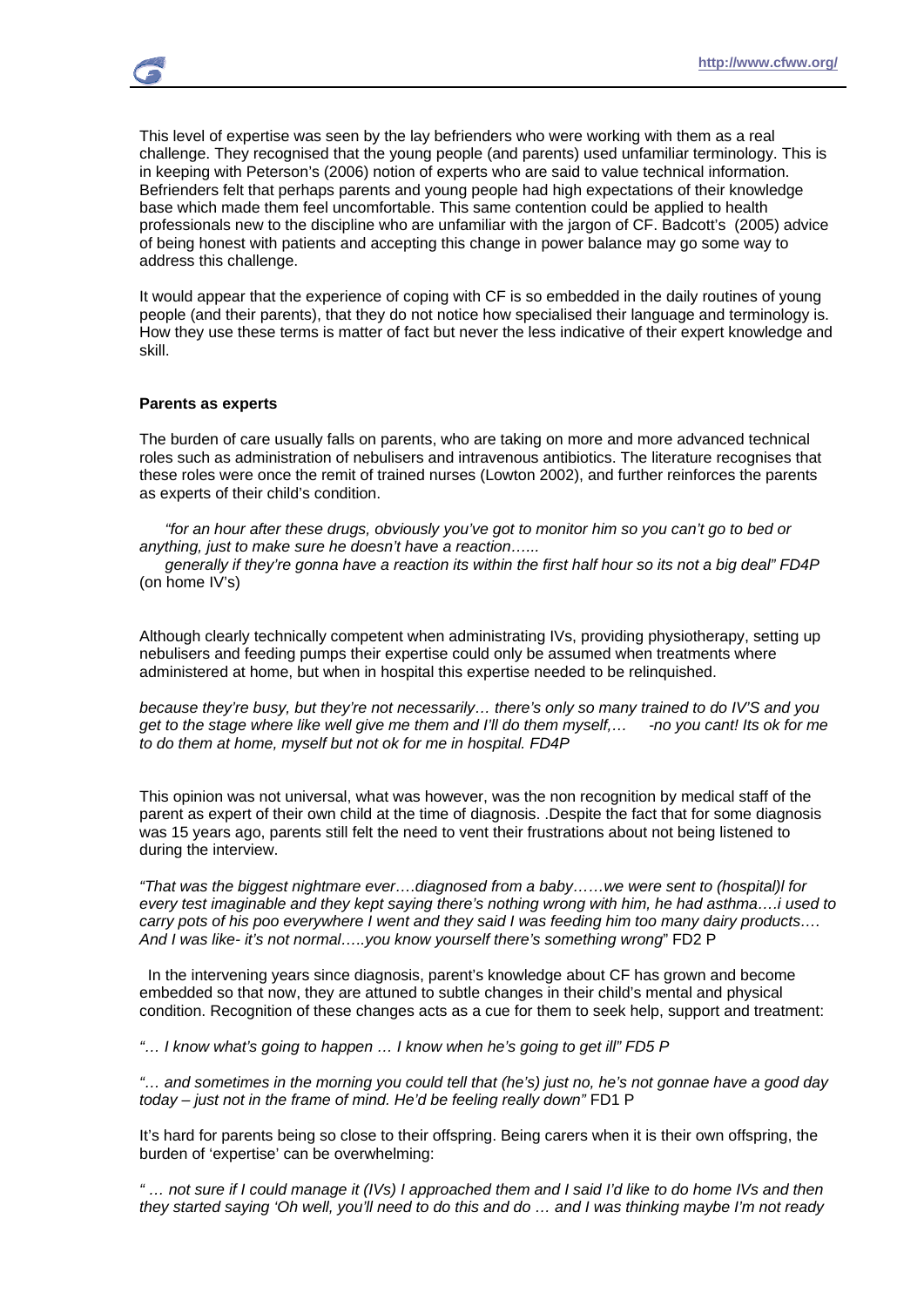This level of expertise was seen by the lay befrienders who were working with them as a real challenge. They recognised that the young people (and parents) used unfamiliar terminology. This is in keeping with Peterson's (2006) notion of experts who are said to value technical information. Befrienders felt that perhaps parents and young people had high expectations of their knowledge base which made them feel uncomfortable. This same contention could be applied to health professionals new to the discipline who are unfamiliar with the jargon of CF. Badcott's (2005) advice of being honest with patients and accepting this change in power balance may go some way to address this challenge.

It would appear that the experience of coping with CF is so embedded in the daily routines of young people (and their parents), that they do not notice how specialised their language and terminology is. How they use these terms is matter of fact but never the less indicative of their expert knowledge and skill.

**Parents as experts**

The burden of care usually falls on parents, who are taking on more and more advanced technical roles such as administration of nebulisers and intravenous antibiotics. The literature recognises that these roles were once the remit of trained nurses (Lowton 2002), and further reinforces the parents as experts of their child's condition.

*"for an hour after these drugs, obviously you've got to monitor him so you can't go to bed or anything, just to make sure he doesn't have a reaction……*
*generally if they're gonna have a reaction its within the first half hour so its not a big deal" FD4P* (on home IV's)

Although clearly technically competent when administrating IVs, providing physiotherapy, setting up nebulisers and feeding pumps their expertise could only be assumed when treatments where administered at home, but when in hospital this expertise needed to be relinquished.

*because they're busy, but they're not necessarily… there's only so many trained to do IV'S and you get to the stage where like well give me them and I'll do them myself,… -no you cant! Its ok for me to do them at home, myself but not ok for me in hospital. FD4P*

This opinion was not universal, what was however, was the non recognition by medical staff of the parent as expert of their own child at the time of diagnosis. .Despite the fact that for some diagnosis was 15 years ago, parents still felt the need to vent their frustrations about not being listened to during the interview.

*"That was the biggest nightmare ever….diagnosed from a baby……we were sent to (hospital)l for every test imaginable and they kept saying there's nothing wrong with him, he had asthma….i used to carry pots of his poo everywhere I went and they said I was feeding him too many dairy products…. And I was like- it's not normal…..you know yourself there's something wrong*" FD2 P

In the intervening years since diagnosis, parent's knowledge about CF has grown and become embedded so that now, they are attuned to subtle changes in their child's mental and physical condition. Recognition of these changes acts as a cue for them to seek help, support and treatment:

*"… I know what's going to happen … I know when he's going to get ill" FD5 P*

*"… and sometimes in the morning you could tell that (he's) just no, he's not gonnae have a good day today – just not in the frame of mind. He'd be feeling really down"* FD1 P

It's hard for parents being so close to their offspring. Being carers when it is their own offspring, the burden of 'expertise' can be overwhelming:

*" … not sure if I could manage it (IVs) I approached them and I said I'd like to do home IVs and then they started saying 'Oh well, you'll need to do this and do … and I was thinking maybe I'm not ready*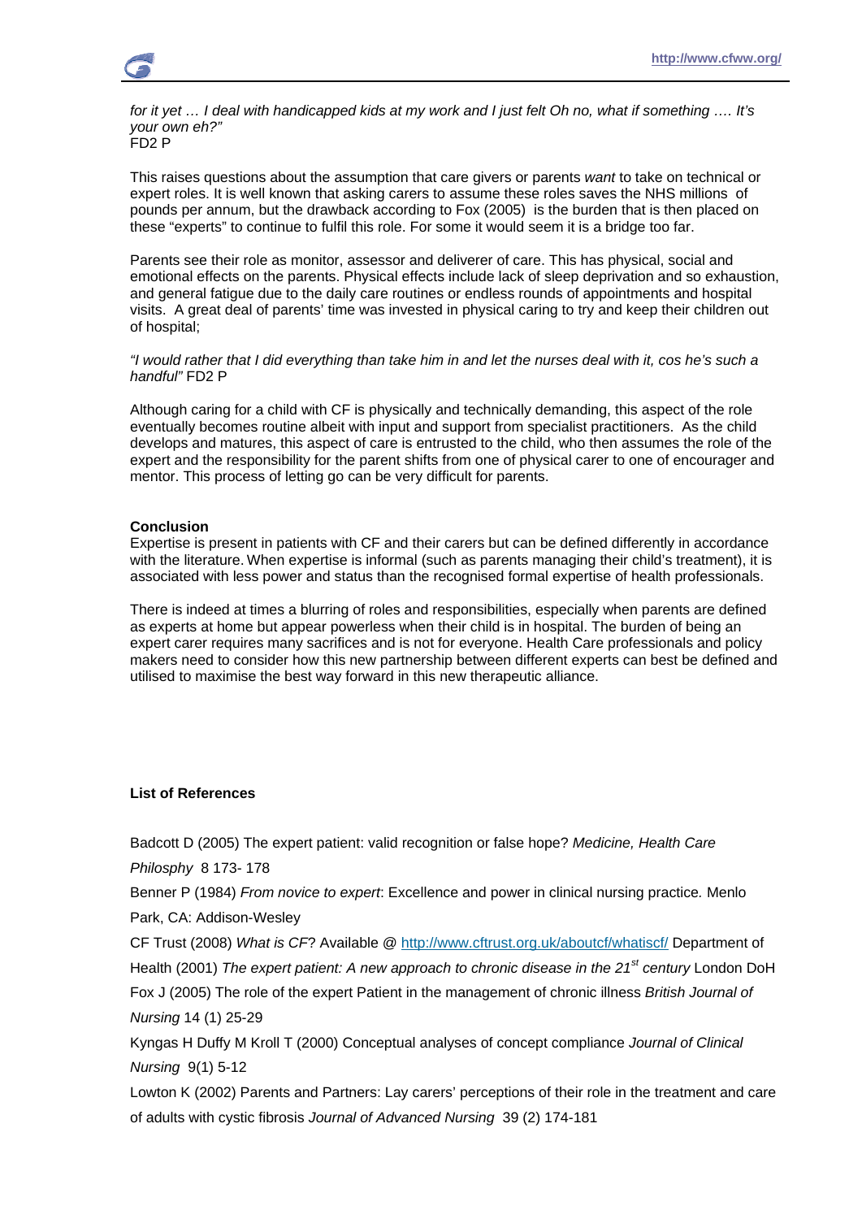*for it yet … I deal with handicapped kids at my work and I just felt Oh no, what if something …. It's your own eh?"*
FD2 P

This raises questions about the assumption that care givers or parents *want* to take on technical or expert roles. It is well known that asking carers to assume these roles saves the NHS millions of pounds per annum, but the drawback according to Fox (2005) is the burden that is then placed on these "experts" to continue to fulfil this role. For some it would seem it is a bridge too far.

Parents see their role as monitor, assessor and deliverer of care. This has physical, social and emotional effects on the parents. Physical effects include lack of sleep deprivation and so exhaustion, and general fatigue due to the daily care routines or endless rounds of appointments and hospital visits. A great deal of parents' time was invested in physical caring to try and keep their children out of hospital;

*"I would rather that I did everything than take him in and let the nurses deal with it, cos he's such a handful"* FD2 P

Although caring for a child with CF is physically and technically demanding, this aspect of the role eventually becomes routine albeit with input and support from specialist practitioners. As the child develops and matures, this aspect of care is entrusted to the child, who then assumes the role of the expert and the responsibility for the parent shifts from one of physical carer to one of encourager and mentor. This process of letting go can be very difficult for parents.

**Conclusion**

Expertise is present in patients with CF and their carers but can be defined differently in accordance with the literature. When expertise is informal (such as parents managing their child's treatment), it is associated with less power and status than the recognised formal expertise of health professionals.

There is indeed at times a blurring of roles and responsibilities, especially when parents are defined as experts at home but appear powerless when their child is in hospital. The burden of being an expert carer requires many sacrifices and is not for everyone. Health Care professionals and policy makers need to consider how this new partnership between different experts can best be defined and utilised to maximise the best way forward in this new therapeutic alliance.

**List of References**

Badcott D (2005) The expert patient: valid recognition or false hope? *Medicine, Health Care Philosphy* 8 173- 178

Benner P (1984) *From novice to expert*: Excellence and power in clinical nursing practice*.* Menlo Park, CA: Addison-Wesley

CF Trust (2008) *What is CF*? Available @ http://www.cftrust.org.uk/aboutcf/whatiscf/ Department of Health (2001) *The expert patient: A new approach to chronic disease in the 21st century* London DoH

Fox J (2005) The role of the expert Patient in the management of chronic illness *British Journal of Nursing* 14 (1) 25-29

Kyngas H Duffy M Kroll T (2000) Conceptual analyses of concept compliance *Journal of Clinical Nursing* 9(1) 5-12

Lowton K (2002) Parents and Partners: Lay carers' perceptions of their role in the treatment and care of adults with cystic fibrosis *Journal of Advanced Nursing* 39 (2) 174-181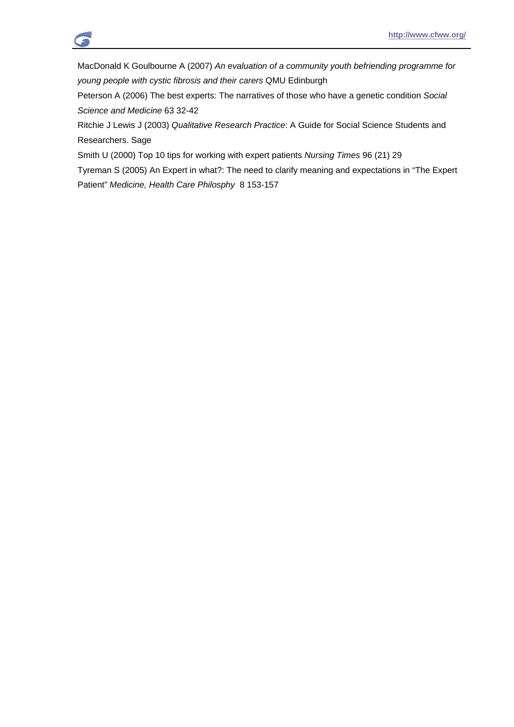MacDonald K Goulbourne A (2007) *An evaluation of a community youth befriending programme for young people with cystic fibrosis and their carers* QMU Edinburgh

Peterson A (2006) The best experts: The narratives of those who have a genetic condition *Social Science and Medicine* 63 32-42

Ritchie J Lewis J (2003) *Qualitative Research Practice*: A Guide for Social Science Students and Researchers. Sage

Smith U (2000) Top 10 tips for working with expert patients *Nursing Times* 96 (21) 29

Tyreman S (2005) An Expert in what?: The need to clarify meaning and expectations in "The Expert Patient" *Medicine, Health Care Philosphy* 8 153-157